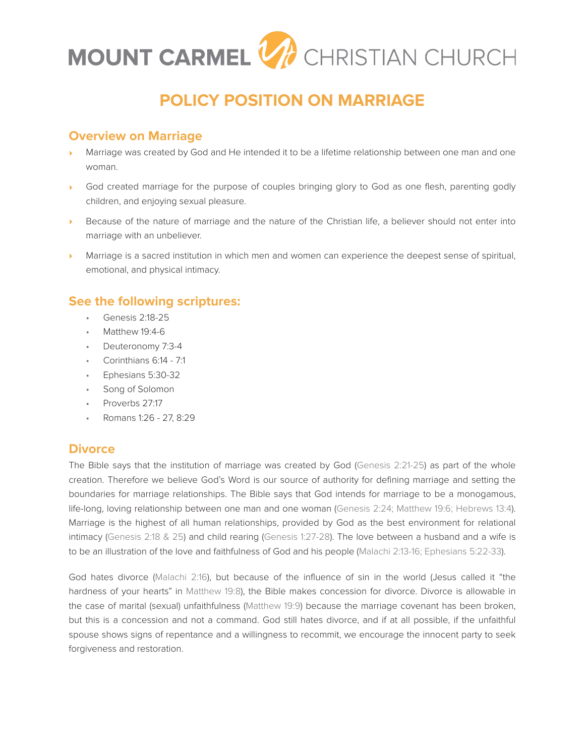# MOUNT CARMEL CHRISTIAN CHURCH

# POLICY POSITION ON MARRIAGE

## Overview on Marriage

- Marriage was created by God and He intended it to be a lifetime relationship between one man and one woman.
- God created marriage for the purpose of couples bringing glory to God as one flesh, parenting godly children, and enjoying sexual pleasure.
- Because of the nature of marriage and the nature of the Christian life, a believer should not enter into marriage with an unbeliever.
- Marriage is a sacred institution in which men and women can experience the deepest sense of spiritual, emotional, and physical intimacy.

## See the following scriptures:

- Genesis 2:18-25
- Matthew 19:4-6
- Deuteronomy 7:3-4
- Corinthians 6:14 - 7:1
- Ephesians 5:30-32
- Song of Solomon
- Proverbs 27:17
- Romans 1:26 - 27, 8:29

## Divorce

The Bible says that the institution of marriage was created by God (Genesis 2:21-25) as part of the whole creation. Therefore we believe God's Word is our source of authority for defining marriage and setting the boundaries for marriage relationships. The Bible says that God intends for marriage to be a monogamous, life-long, loving relationship between one man and one woman (Genesis 2:24; Matthew 19:6; Hebrews 13:4). Marriage is the highest of all human relationships, provided by God as the best environment for relational intimacy (Genesis 2:18 & 25) and child rearing (Genesis 1:27-28). The love between a husband and a wife is to be an illustration of the love and faithfulness of God and his people (Malachi 2:13-16; Ephesians 5:22-33).

God hates divorce (Malachi 2:16), but because of the influence of sin in the world (Jesus called it "the hardness of your hearts" in Matthew 19:8), the Bible makes concession for divorce. Divorce is allowable in the case of marital (sexual) unfaithfulness (Matthew 19:9) because the marriage covenant has been broken, but this is a concession and not a command. God still hates divorce, and if at all possible, if the unfaithful spouse shows signs of repentance and a willingness to recommit, we encourage the innocent party to seek forgiveness and restoration.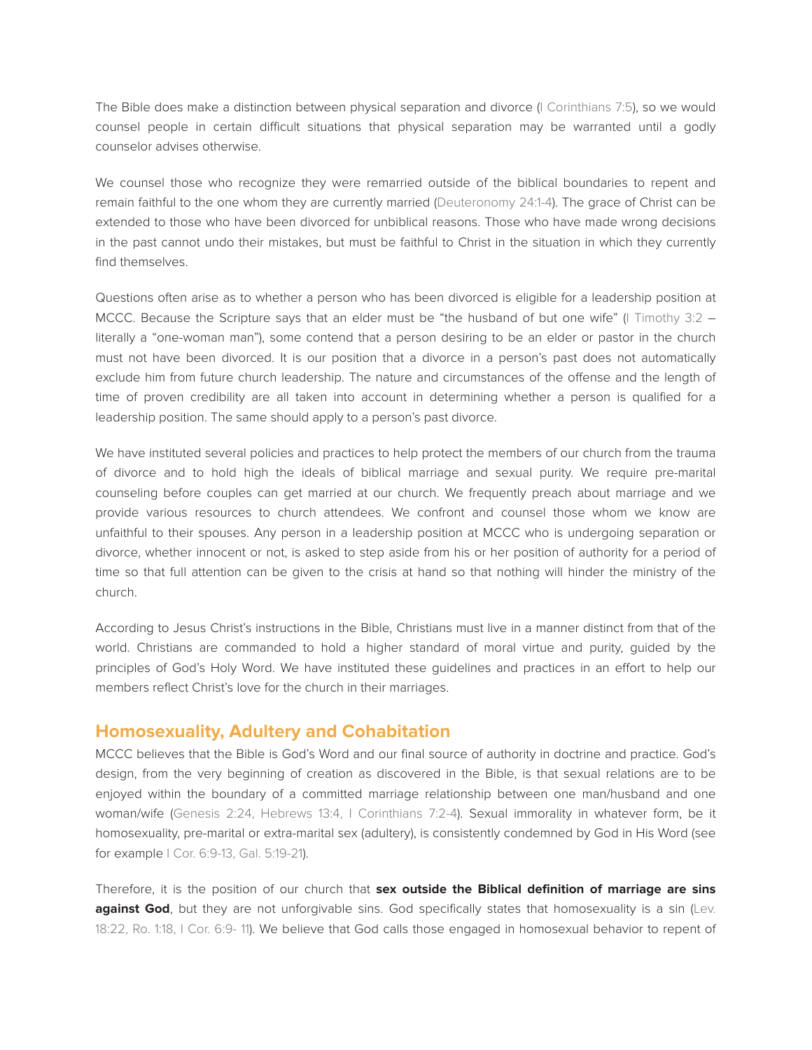The Bible does make a distinction between physical separation and divorce (I Corinthians 7:5), so we would counsel people in certain difficult situations that physical separation may be warranted until a godly counselor advises otherwise.

We counsel those who recognize they were remarried outside of the biblical boundaries to repent and remain faithful to the one whom they are currently married (Deuteronomy 24:1-4). The grace of Christ can be extended to those who have been divorced for unbiblical reasons. Those who have made wrong decisions in the past cannot undo their mistakes, but must be faithful to Christ in the situation in which they currently find themselves.

Questions often arise as to whether a person who has been divorced is eligible for a leadership position at MCCC. Because the Scripture says that an elder must be "the husband of but one wife" (I Timothy 3:2 – literally a "one-woman man"), some contend that a person desiring to be an elder or pastor in the church must not have been divorced. It is our position that a divorce in a person's past does not automatically exclude him from future church leadership. The nature and circumstances of the offense and the length of time of proven credibility are all taken into account in determining whether a person is qualified for a leadership position. The same should apply to a person's past divorce.

We have instituted several policies and practices to help protect the members of our church from the trauma of divorce and to hold high the ideals of biblical marriage and sexual purity. We require pre-marital counseling before couples can get married at our church. We frequently preach about marriage and we provide various resources to church attendees. We confront and counsel those whom we know are unfaithful to their spouses. Any person in a leadership position at MCCC who is undergoing separation or divorce, whether innocent or not, is asked to step aside from his or her position of authority for a period of time so that full attention can be given to the crisis at hand so that nothing will hinder the ministry of the church.

According to Jesus Christ's instructions in the Bible, Christians must live in a manner distinct from that of the world. Christians are commanded to hold a higher standard of moral virtue and purity, guided by the principles of God's Holy Word. We have instituted these guidelines and practices in an effort to help our members reflect Christ's love for the church in their marriages.

## Homosexuality, Adultery and Cohabitation

MCCC believes that the Bible is God's Word and our final source of authority in doctrine and practice. God's design, from the very beginning of creation as discovered in the Bible, is that sexual relations are to be enjoyed within the boundary of a committed marriage relationship between one man/husband and one woman/wife (Genesis 2:24, Hebrews 13:4, I Corinthians 7:2-4). Sexual immorality in whatever form, be it homosexuality, pre-marital or extra-marital sex (adultery), is consistently condemned by God in His Word (see for example I Cor. 6:9-13, Gal. 5:19-21).

Therefore, it is the position of our church that **sex outside the Biblical definition of marriage are sins against God**, but they are not unforgivable sins. God specifically states that homosexuality is a sin (Lev. 18:22, Ro. 1:18, I Cor. 6:9- 11). We believe that God calls those engaged in homosexual behavior to repent of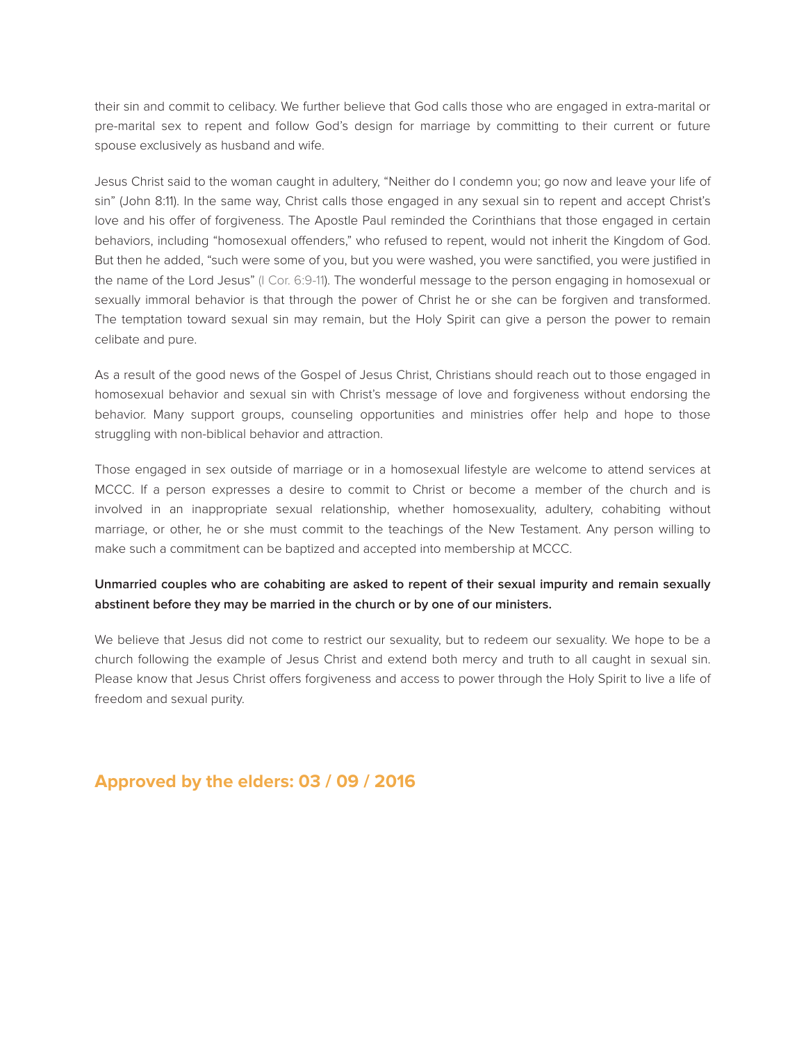their sin and commit to celibacy. We further believe that God calls those who are engaged in extra-marital or pre-marital sex to repent and follow God's design for marriage by committing to their current or future spouse exclusively as husband and wife.

Jesus Christ said to the woman caught in adultery, "Neither do I condemn you; go now and leave your life of sin" (John 8:11). In the same way, Christ calls those engaged in any sexual sin to repent and accept Christ's love and his offer of forgiveness. The Apostle Paul reminded the Corinthians that those engaged in certain behaviors, including "homosexual offenders," who refused to repent, would not inherit the Kingdom of God. But then he added, "such were some of you, but you were washed, you were sanctified, you were justified in the name of the Lord Jesus" (I Cor. 6:9-11). The wonderful message to the person engaging in homosexual or sexually immoral behavior is that through the power of Christ he or she can be forgiven and transformed. The temptation toward sexual sin may remain, but the Holy Spirit can give a person the power to remain celibate and pure.

As a result of the good news of the Gospel of Jesus Christ, Christians should reach out to those engaged in homosexual behavior and sexual sin with Christ's message of love and forgiveness without endorsing the behavior. Many support groups, counseling opportunities and ministries offer help and hope to those struggling with non-biblical behavior and attraction.

Those engaged in sex outside of marriage or in a homosexual lifestyle are welcome to attend services at MCCC. If a person expresses a desire to commit to Christ or become a member of the church and is involved in an inappropriate sexual relationship, whether homosexuality, adultery, cohabiting without marriage, or other, he or she must commit to the teachings of the New Testament. Any person willing to make such a commitment can be baptized and accepted into membership at MCCC.

**Unmarried couples who are cohabiting are asked to repent of their sexual impurity and remain sexually abstinent before they may be married in the church or by one of our ministers.**

We believe that Jesus did not come to restrict our sexuality, but to redeem our sexuality. We hope to be a church following the example of Jesus Christ and extend both mercy and truth to all caught in sexual sin. Please know that Jesus Christ offers forgiveness and access to power through the Holy Spirit to live a life of freedom and sexual purity.

## Approved by the elders: 03 / 09 / 2016